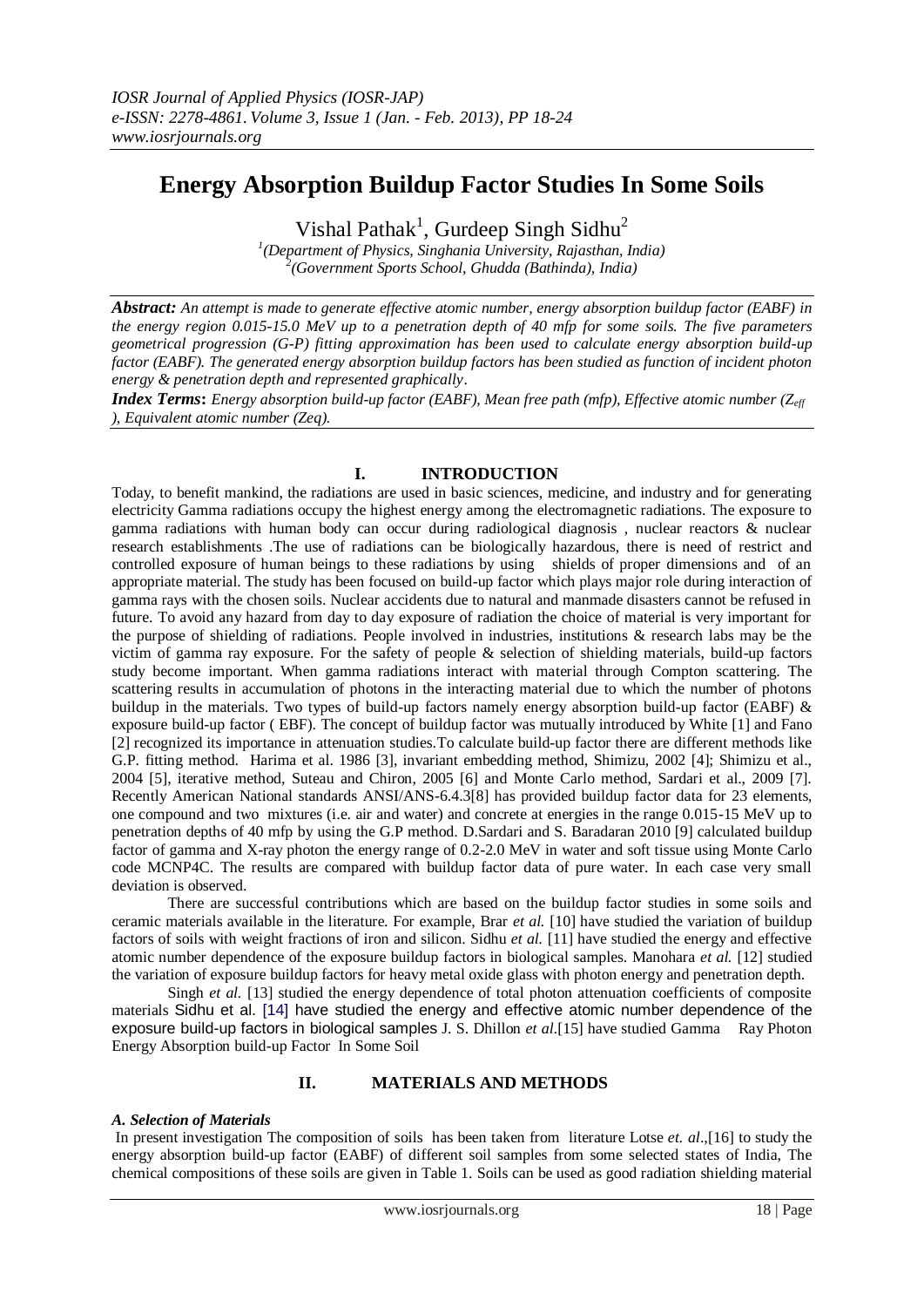# Energy Absorption Buildup Factor Studies In Some Soils

Vishal Pathak[1], Gurdeep Singh Sidhu[2]

[1](Department of Physics, Singhania University, Rajasthan, India)
[2](Government Sports School, Ghudda (Bathinda), India)

***Abstract:*** *An attempt is made to generate effective atomic number, energy absorption buildup factor (EABF) in the energy region 0.015-15.0 MeV up to a penetration depth of 40 mfp for some soils. The five parameters geometrical progression (G-P) fitting approximation has been used to calculate energy absorption build-up factor (EABF). The generated energy absorption buildup factors has been studied as function of incident photon energy & penetration depth and represented graphically.*

***Index Terms*****:** *Energy absorption build-up factor (EABF), Mean free path (mfp), Effective atomic number ($Z_{eff}$ ), Equivalent atomic number (Zeq).*

## I. INTRODUCTION

Today, to benefit mankind, the radiations are used in basic sciences, medicine, and industry and for generating electricity Gamma radiations occupy the highest energy among the electromagnetic radiations. The exposure to gamma radiations with human body can occur during radiological diagnosis , nuclear reactors & nuclear research establishments .The use of radiations can be biologically hazardous, there is need of restrict and controlled exposure of human beings to these radiations by using shields of proper dimensions and of an appropriate material. The study has been focused on build-up factor which plays major role during interaction of gamma rays with the chosen soils. Nuclear accidents due to natural and manmade disasters cannot be refused in future. To avoid any hazard from day to day exposure of radiation the choice of material is very important for the purpose of shielding of radiations. People involved in industries, institutions & research labs may be the victim of gamma ray exposure. For the safety of people & selection of shielding materials, build-up factors study become important. When gamma radiations interact with material through Compton scattering. The scattering results in accumulation of photons in the interacting material due to which the number of photons buildup in the materials. Two types of build-up factors namely energy absorption build-up factor (EABF) & exposure build-up factor ( EBF). The concept of buildup factor was mutually introduced by White [1] and Fano [2] recognized its importance in attenuation studies.To calculate build-up factor there are different methods like G.P. fitting method. Harima et al. 1986 [3], invariant embedding method, Shimizu, 2002 [4]; Shimizu et al., 2004 [5], iterative method, Suteau and Chiron, 2005 [6] and Monte Carlo method, Sardari et al., 2009 [7]. Recently American National standards ANSI/ANS-6.4.3[8] has provided buildup factor data for 23 elements, one compound and two mixtures (i.e. air and water) and concrete at energies in the range 0.015-15 MeV up to penetration depths of 40 mfp by using the G.P method. D.Sardari and S. Baradaran 2010 [9] calculated buildup factor of gamma and X-ray photon the energy range of 0.2-2.0 MeV in water and soft tissue using Monte Carlo code MCNP4C. The results are compared with buildup factor data of pure water. In each case very small deviation is observed.

There are successful contributions which are based on the buildup factor studies in some soils and ceramic materials available in the literature. For example, Brar *et al.* [10] have studied the variation of buildup factors of soils with weight fractions of iron and silicon. Sidhu *et al.* [11] have studied the energy and effective atomic number dependence of the exposure buildup factors in biological samples. Manohara *et al.* [12] studied the variation of exposure buildup factors for heavy metal oxide glass with photon energy and penetration depth.

Singh *et al.* [13] studied the energy dependence of total photon attenuation coefficients of composite materials Sidhu et al. [14] have studied the energy and effective atomic number dependence of the exposure build-up factors in biological samples J. S. Dhillon *et al*.[15] have studied Gamma Ray Photon Energy Absorption build-up Factor In Some Soil

## II. MATERIALS AND METHODS

### *A. Selection of Materials*

In present investigation The composition of soils has been taken from literature Lotse *et. al*.,[16] to study the energy absorption build-up factor (EABF) of different soil samples from some selected states of India, The chemical compositions of these soils are given in Table 1. Soils can be used as good radiation shielding material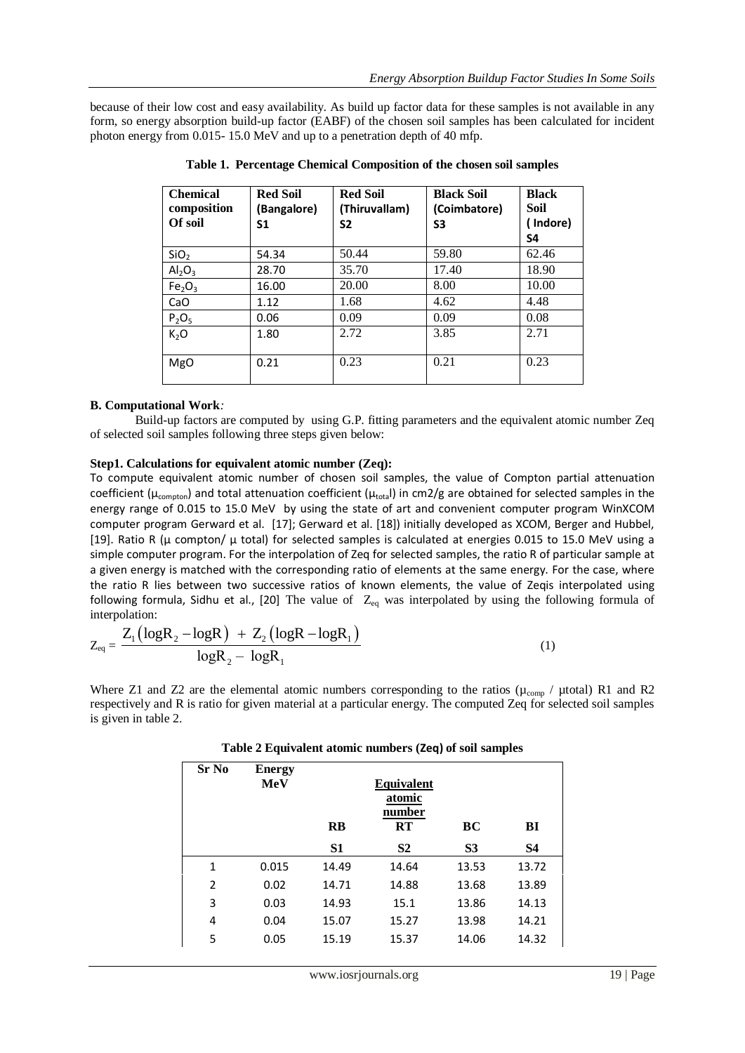because of their low cost and easy availability. As build up factor data for these samples is not available in any form, so energy absorption build-up factor (EABF) of the chosen soil samples has been calculated for incident photon energy from 0.015- 15.0 MeV and up to a penetration depth of 40 mfp.

**Table 1. Percentage Chemical Composition of the chosen soil samples**

| Chemical composition Of soil | Red Soil (Bangalore) S1 | Red Soil (Thiruvallam) S2 | Black Soil (Coimbatore) S3 | Black Soil ( Indore) S4 |
|---|---|---|---|---|
| $SiO_2$ | 54.34 | 50.44 | 59.80 | 62.46 |
| $Al_2O_3$ | 28.70 | 35.70 | 17.40 | 18.90 |
| $Fe_2O_3$ | 16.00 | 20.00 | 8.00 | 10.00 |
| CaO | 1.12 | 1.68 | 4.62 | 4.48 |
| $P_2O_5$ | 0.06 | 0.09 | 0.09 | 0.08 |
| $K_2O$ | 1.80 | 2.72 | 3.85 | 2.71 |
| MgO | 0.21 | 0.23 | 0.21 | 0.23 |

**B. Computational Work***:*

Build-up factors are computed by using G.P. fitting parameters and the equivalent atomic number Zeq of selected soil samples following three steps given below:

**Step1. Calculations for equivalent atomic number (Zeq):**

To compute equivalent atomic number of chosen soil samples, the value of Compton partial attenuation coefficient ($\mu_{compton}$) and total attenuation coefficient ($\mu_{total}$) in cm2/g are obtained for selected samples in the energy range of 0.015 to 15.0 MeV by using the state of art and convenient computer program WinXCOM computer program Gerward et al. [17]; Gerward et al. [18]) initially developed as XCOM, Berger and Hubbel, [19]. Ratio R (μ compton/ μ total) for selected samples is calculated at energies 0.015 to 15.0 MeV using a simple computer program. For the interpolation of Zeq for selected samples, the ratio R of particular sample at a given energy is matched with the corresponding ratio of elements at the same energy. For the case, where the ratio R lies between two successive ratios of known elements, the value of Zeqis interpolated using following formula, Sidhu et al., [20] The value of $Z_{eq}$ was interpolated by using the following formula of interpolation:

$$Z_{eq} = \frac{Z_1\left(\log R_2 - \log R\right) + Z_2\left(\log R - \log R_1\right)}{\log R_2 - \log R_1} \tag{1}$$

Where Z1 and Z2 are the elemental atomic numbers corresponding to the ratios ($\mu_{comp}$ / μtotal) R1 and R2 respectively and R is ratio for given material at a particular energy. The computed Zeq for selected soil samples is given in table 2.

**Table 2 Equivalent atomic numbers (Zeq) of soil samples**

| Sr No | Energy MeV | Equivalent atomic number | | | |
|---|---|---|---|---|---|
| | | RB | RT | BC | BI |
| | | S1 | S2 | S3 | S4 |
| 1 | 0.015 | 14.49 | 14.64 | 13.53 | 13.72 |
| 2 | 0.02 | 14.71 | 14.88 | 13.68 | 13.89 |
| 3 | 0.03 | 14.93 | 15.1 | 13.86 | 14.13 |
| 4 | 0.04 | 15.07 | 15.27 | 13.98 | 14.21 |
| 5 | 0.05 | 15.19 | 15.37 | 14.06 | 14.32 |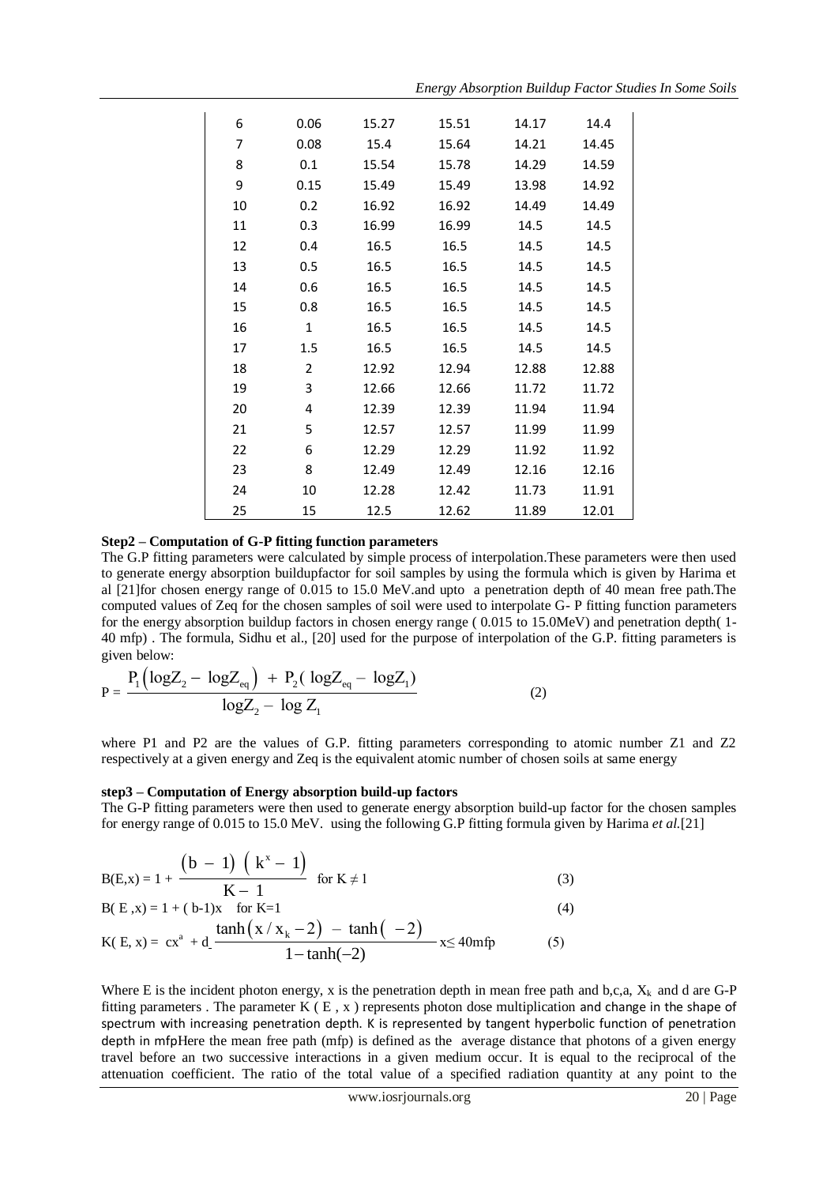| 6 | 0.06 | 15.27 | 15.51 | 14.17 | 14.4 |
|---|---|---|---|---|---|
| 7 | 0.08 | 15.4 | 15.64 | 14.21 | 14.45 |
| 8 | 0.1 | 15.54 | 15.78 | 14.29 | 14.59 |
| 9 | 0.15 | 15.49 | 15.49 | 13.98 | 14.92 |
| 10 | 0.2 | 16.92 | 16.92 | 14.49 | 14.49 |
| 11 | 0.3 | 16.99 | 16.99 | 14.5 | 14.5 |
| 12 | 0.4 | 16.5 | 16.5 | 14.5 | 14.5 |
| 13 | 0.5 | 16.5 | 16.5 | 14.5 | 14.5 |
| 14 | 0.6 | 16.5 | 16.5 | 14.5 | 14.5 |
| 15 | 0.8 | 16.5 | 16.5 | 14.5 | 14.5 |
| 16 | 1 | 16.5 | 16.5 | 14.5 | 14.5 |
| 17 | 1.5 | 16.5 | 16.5 | 14.5 | 14.5 |
| 18 | 2 | 12.92 | 12.94 | 12.88 | 12.88 |
| 19 | 3 | 12.66 | 12.66 | 11.72 | 11.72 |
| 20 | 4 | 12.39 | 12.39 | 11.94 | 11.94 |
| 21 | 5 | 12.57 | 12.57 | 11.99 | 11.99 |
| 22 | 6 | 12.29 | 12.29 | 11.92 | 11.92 |
| 23 | 8 | 12.49 | 12.49 | 12.16 | 12.16 |
| 24 | 10 | 12.28 | 12.42 | 11.73 | 11.91 |
| 25 | 15 | 12.5 | 12.62 | 11.89 | 12.01 |

**Step2 – Computation of G-P fitting function parameters**

The G.P fitting parameters were calculated by simple process of interpolation.These parameters were then used to generate energy absorption buildupfactor for soil samples by using the formula which is given by Harima et al [21]for chosen energy range of 0.015 to 15.0 MeV.and upto a penetration depth of 40 mean free path.The computed values of Zeq for the chosen samples of soil were used to interpolate G- P fitting function parameters for the energy absorption buildup factors in chosen energy range ( 0.015 to 15.0MeV) and penetration depth( 1-40 mfp) . The formula, Sidhu et al., [20] used for the purpose of interpolation of the G.P. fitting parameters is given below:

$$P = \frac{P_1\left(\log Z_2 - \log Z_{eq}\right) + P_2\left(\log Z_{eq} - \log Z_1\right)}{\log Z_2 - \log Z_1} \qquad (2)$$

where P1 and P2 are the values of G.P. fitting parameters corresponding to atomic number Z1 and Z2 respectively at a given energy and Zeq is the equivalent atomic number of chosen soils at same energy

**step3 – Computation of Energy absorption build-up factors**

The G-P fitting parameters were then used to generate energy absorption build-up factor for the chosen samples for energy range of 0.015 to 15.0 MeV. using the following G.P fitting formula given by Harima *et al.*[21]

$$B(E,x) = 1 + \frac{(b-1)\left(k^x - 1\right)}{K - 1} \quad \text{for } K \neq 1 \qquad (3)$$

$$B(E,x) = 1 + (b-1)x \quad \text{for } K=1 \qquad (4)$$

$$K(E,x) = cx^a + d\,\frac{\tanh\left(x/x_k - 2\right) - \tanh(-2)}{1 - \tanh(-2)} \quad x \leq 40\text{mfp} \qquad (5)$$

Where E is the incident photon energy, x is the penetration depth in mean free path and b,c,a, $X_k$ and d are G-P fitting parameters . The parameter K ( E , x ) represents photon dose multiplication and change in the shape of spectrum with increasing penetration depth. K is represented by tangent hyperbolic function of penetration depth in mfpHere the mean free path (mfp) is defined as the average distance that photons of a given energy travel before an two successive interactions in a given medium occur. It is equal to the reciprocal of the attenuation coefficient. The ratio of the total value of a specified radiation quantity at any point to the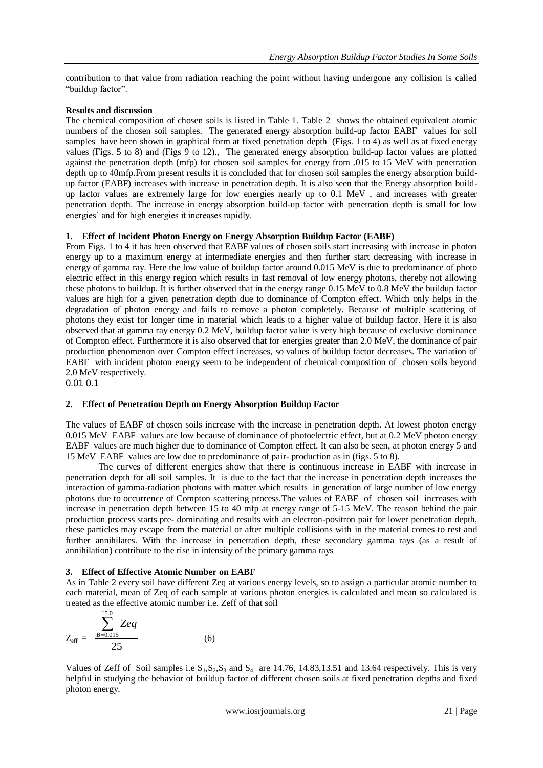contribution to that value from radiation reaching the point without having undergone any collision is called "buildup factor".

**Results and discussion**

The chemical composition of chosen soils is listed in Table 1. Table 2 shows the obtained equivalent atomic numbers of the chosen soil samples. The generated energy absorption build-up factor EABF values for soil samples have been shown in graphical form at fixed penetration depth (Figs. 1 to 4) as well as at fixed energy values (Figs. 5 to 8) and (Figs 9 to 12)., The generated energy absorption build-up factor values are plotted against the penetration depth (mfp) for chosen soil samples for energy from .015 to 15 MeV with penetration depth up to 40mfp.From present results it is concluded that for chosen soil samples the energy absorption build-up factor (EABF) increases with increase in penetration depth. It is also seen that the Energy absorption build-up factor values are extremely large for low energies nearly up to 0.1 MeV , and increases with greater penetration depth. The increase in energy absorption build-up factor with penetration depth is small for low energies' and for high energies it increases rapidly.

**1. Effect of Incident Photon Energy on Energy Absorption Buildup Factor (EABF)**

From Figs. 1 to 4 it has been observed that EABF values of chosen soils start increasing with increase in photon energy up to a maximum energy at intermediate energies and then further start decreasing with increase in energy of gamma ray. Here the low value of buildup factor around 0.015 MeV is due to predominance of photo electric effect in this energy region which results in fast removal of low energy photons, thereby not allowing these photons to buildup. It is further observed that in the energy range 0.15 MeV to 0.8 MeV the buildup factor values are high for a given penetration depth due to dominance of Compton effect. Which only helps in the degradation of photon energy and fails to remove a photon completely. Because of multiple scattering of photons they exist for longer time in material which leads to a higher value of buildup factor. Here it is also observed that at gamma ray energy 0.2 MeV, buildup factor value is very high because of exclusive dominance of Compton effect. Furthermore it is also observed that for energies greater than 2.0 MeV, the dominance of pair production phenomenon over Compton effect increases, so values of buildup factor decreases. The variation of EABF with incident photon energy seem to be independent of chemical composition of chosen soils beyond 2.0 MeV respectively.

0.01 0.1

**2. Effect of Penetration Depth on Energy Absorption Buildup Factor**

The values of EABF of chosen soils increase with the increase in penetration depth. At lowest photon energy 0.015 MeV EABF values are low because of dominance of photoelectric effect, but at 0.2 MeV photon energy EABF values are much higher due to dominance of Compton effect. It can also be seen, at photon energy 5 and 15 MeV EABF values are low due to predominance of pair- production as in (figs. 5 to 8).

The curves of different energies show that there is continuous increase in EABF with increase in penetration depth for all soil samples. It is due to the fact that the increase in penetration depth increases the interaction of gamma-radiation photons with matter which results in generation of large number of low energy photons due to occurrence of Compton scattering process.The values of EABF of chosen soil increases with increase in penetration depth between 15 to 40 mfp at energy range of 5-15 MeV. The reason behind the pair production process starts pre- dominating and results with an electron-positron pair for lower penetration depth, these particles may escape from the material or after multiple collisions with in the material comes to rest and further annihilates. With the increase in penetration depth, these secondary gamma rays (as a result of annihilation) contribute to the rise in intensity of the primary gamma rays

**3. Effect of Effective Atomic Number on EABF**

As in Table 2 every soil have different Zeq at various energy levels, so to assign a particular atomic number to each material, mean of Zeq of each sample at various photon energies is calculated and mean so calculated is treated as the effective atomic number i.e. Zeff of that soil

$$Z_{eff} = \frac{\sum_{B=0.015}^{15.0} Zeq}{25} \qquad (6)$$

Values of Zeff of Soil samples i.e $S_1$,$S_2$,$S_3$ and $S_4$ are 14.76, 14.83,13.51 and 13.64 respectively. This is very helpful in studying the behavior of buildup factor of different chosen soils at fixed penetration depths and fixed photon energy.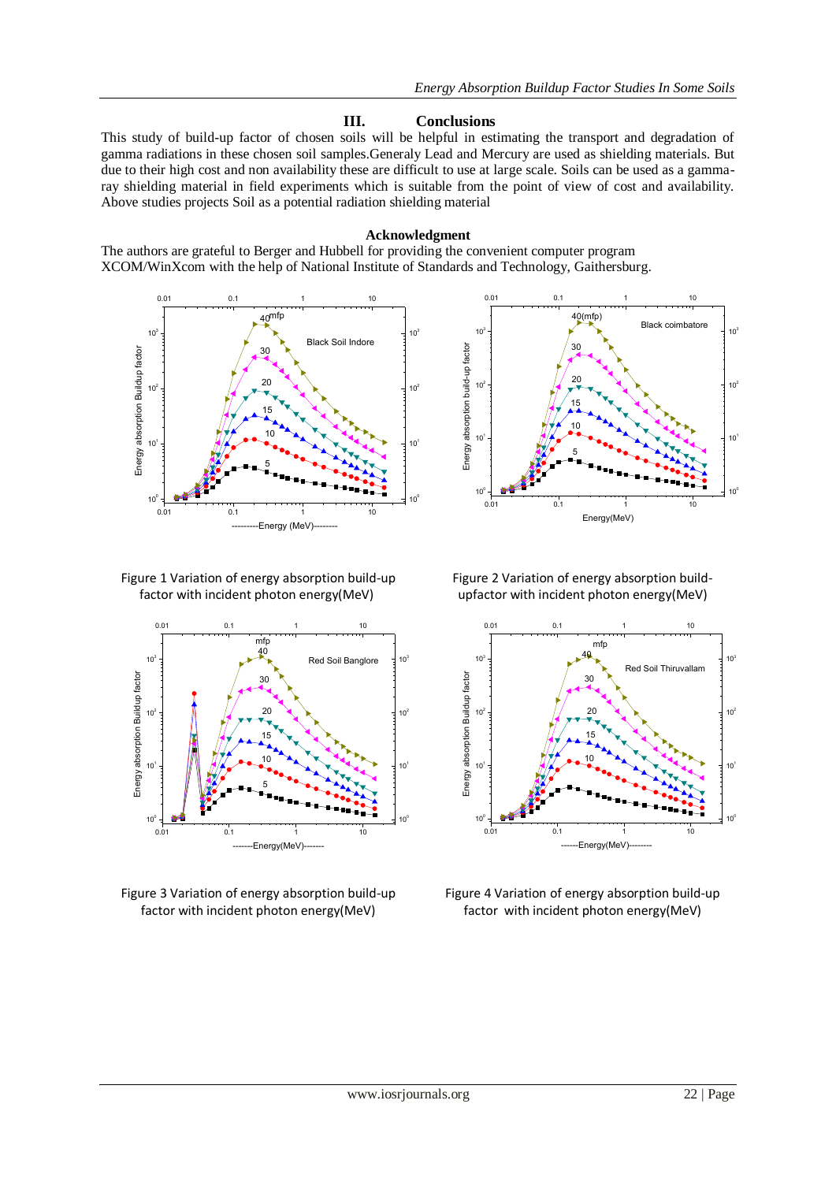### III. Conclusions

This study of build-up factor of chosen soils will be helpful in estimating the transport and degradation of gamma radiations in these chosen soil samples.Generaly Lead and Mercury are used as shielding materials. But due to their high cost and non availability these are difficult to use at large scale. Soils can be used as a gamma-ray shielding material in field experiments which is suitable from the point of view of cost and availability. Above studies projects Soil as a potential radiation shielding material

**Acknowledgment**

The authors are grateful to Berger and Hubbell for providing the convenient computer program XCOM/WinXcom with the help of National Institute of Standards and Technology, Gaithersburg.

Figure 1 Variation of energy absorption build-up factor with incident photon energy(MeV)

Figure 2 Variation of energy absorption build-upfactor with incident photon energy(MeV)

Figure 3 Variation of energy absorption build-up factor with incident photon energy(MeV)

Figure 4 Variation of energy absorption build-up factor with incident photon energy(MeV)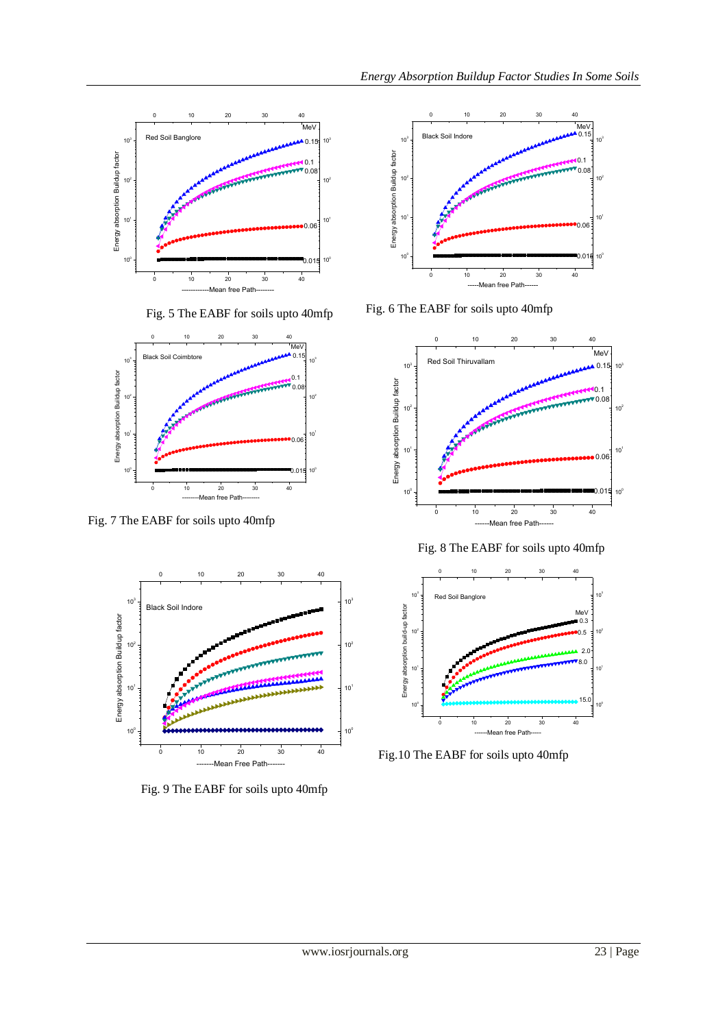Fig. 5 The EABF for soils upto 40mfp

Fig. 6 The EABF for soils upto 40mfp

Fig. 7 The EABF for soils upto 40mfp

Fig. 8 The EABF for soils upto 40mfp

Fig. 9 The EABF for soils upto 40mfp

Fig.10 The EABF for soils upto 40mfp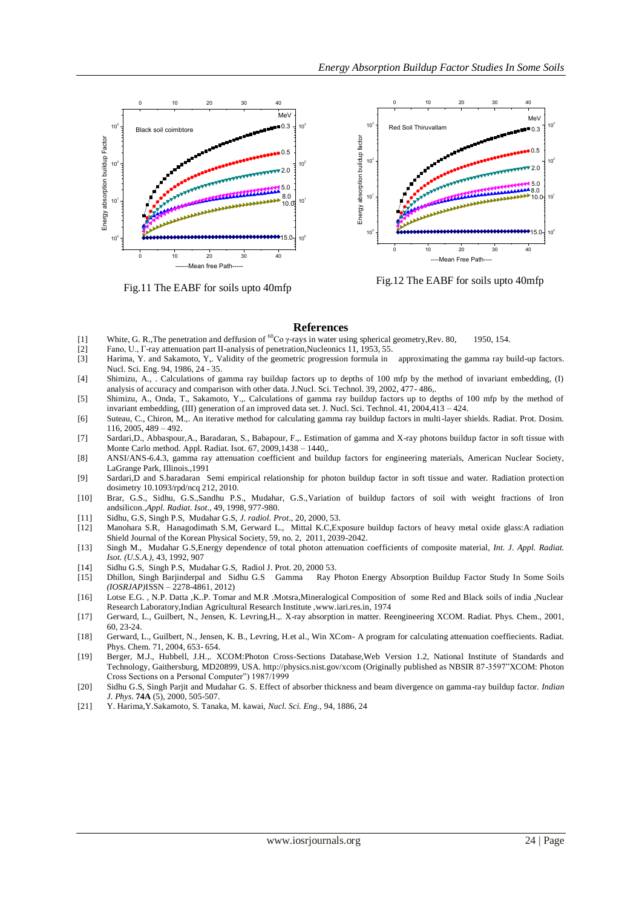0 10 20 30 40

MeV

Black soil coimbtore

Energy absorption buildup Factor

$10^3$ $10^2$ $10^1$ $10^0$

0.3 0.5 2.0 5.0 8.0 10.0 15.0

0 10 20 30 40

------Mean free Path-----

Fig.11 The EABF for soils upto 40mfp

0 10 20 30 40

MeV

Red Soil Thiruvallam

Energy absorption buildup factor

$10^3$ $10^2$ $10^1$ $10^0$

0.3 0.5 2.0 5.0 8.0 10.0 15.0

0 10 20 30 40

----Mean Free Path----

Fig.12 The EABF for soils upto 40mfp

## References

[1] White, G. R.,The penetration and deffusion of $^{60}Co$ γ-rays in water using spherical geometry,Rev. 80, 1950, 154.

[2] Fano, U., Γ-ray attenuation part II-analysis of penetration,Nucleonics 11, 1953, 55.

[3] Harima, Y. and Sakamoto, Y,. Validity of the geometric progression formula in approximating the gamma ray build-up factors. Nucl. Sci. Eng. 94, 1986, 24 - 35.

[4] Shimizu, A., . Calculations of gamma ray buildup factors up to depths of 100 mfp by the method of invariant embedding, (I) analysis of accuracy and comparison with other data. J.Nucl. Sci. Technol. 39, 2002, 477- 486,.

[5] Shimizu, A., Onda, T., Sakamoto, Y.,. Calculations of gamma ray buildup factors up to depths of 100 mfp by the method of invariant embedding, (III) generation of an improved data set. J. Nucl. Sci. Technol. 41, 2004,413 – 424.

[6] Suteau, C., Chiron, M.,. An iterative method for calculating gamma ray buildup factors in multi-layer shields. Radiat. Prot. Dosim. 116, 2005, 489 – 492.

[7] Sardari,D., Abbaspour,A., Baradaran, S., Babapour, F.,. Estimation of gamma and X-ray photons buildup factor in soft tissue with Monte Carlo method. Appl. Radiat. Isot. 67, 2009,1438 – 1440,.

[8] ANSI/ANS-6.4.3, gamma ray attenuation coefficient and buildup factors for engineering materials, American Nuclear Society, LaGrange Park, Illinois.,1991

[9] Sardari,D and S.baradaran Semi empirical relationship for photon buildup factor in soft tissue and water. Radiation protection dosimetry 10.1093/rpd/ncq 212, 2010.

[10] Brar, G.S., Sidhu, G.S.,Sandhu P.S., Mudahar, G.S.,Variation of buildup factors of soil with weight fractions of Iron andsilicon.,*Appl. Radiat. Isot*., 49, 1998, 977-980.

[11] Sidhu, G.S, Singh P.S, Mudahar G.S, *J. radiol. Prot*., 20, 2000, 53.

[12] Manohara S.R, Hanagodimath S.M, Gerward L., Mittal K.C,Exposure buildup factors of heavy metal oxide glass:A radiation Shield Journal of the Korean Physical Society, 59, no. 2, 2011, 2039-2042.

[13] Singh M., Mudahar G.S,Energy dependence of total photon attenuation coefficients of composite material, *Int. J. Appl. Radiat. Isot. (U.S.A.)*, 43, 1992, 907

[14] Sidhu G.S, Singh P.S, Mudahar G.S, Radiol J. Prot. 20, 2000 53.

[15] Dhillon, Singh Barjinderpal and Sidhu G.S Gamma Ray Photon Energy Absorption Buildup Factor Study In Some Soils *(IOSRJAP)*ISSN – 2278-4861, 2012)

[16] Lotse E.G. , N.P. Datta ,K..P. Tomar and M.R .Motsra,Mineralogical Composition of some Red and Black soils of india ,Nuclear Research Laboratory,Indian Agricultural Research Institute ,www.iari.res.in, 1974

[17] Gerward, L., Guilbert, N., Jensen, K. Levring,H.,. X-ray absorption in matter. Reengineering XCOM. Radiat. Phys. Chem., 2001, 60, 23-24.

[18] Gerward, L., Guilbert, N., Jensen, K. B., Levring, H.et al., Win XCom- A program for calculating attenuation coeffiecients. Radiat. Phys. Chem. 71, 2004, 653- 654.

[19] Berger, M.J., Hubbell, J.H.,. XCOM:Photon Cross-Sections Database,Web Version 1.2, National Institute of Standards and Technology, Gaithersburg, MD20899, USA. http://physics.nist.gov/xcom (Originally published as NBSIR 87-3597"XCOM: Photon Cross Sections on a Personal Computer") 1987/1999

[20] Sidhu G.S, Singh Parjit and Mudahar G. S. Effect of absorber thickness and beam divergence on gamma-ray buildup factor. *Indian J. Phys*. **74A** (5), 2000, 505-507.

[21] Y. Harima,Y.Sakamoto, S. Tanaka, M. kawai, *Nucl. Sci. Eng.*, 94, 1886, 24